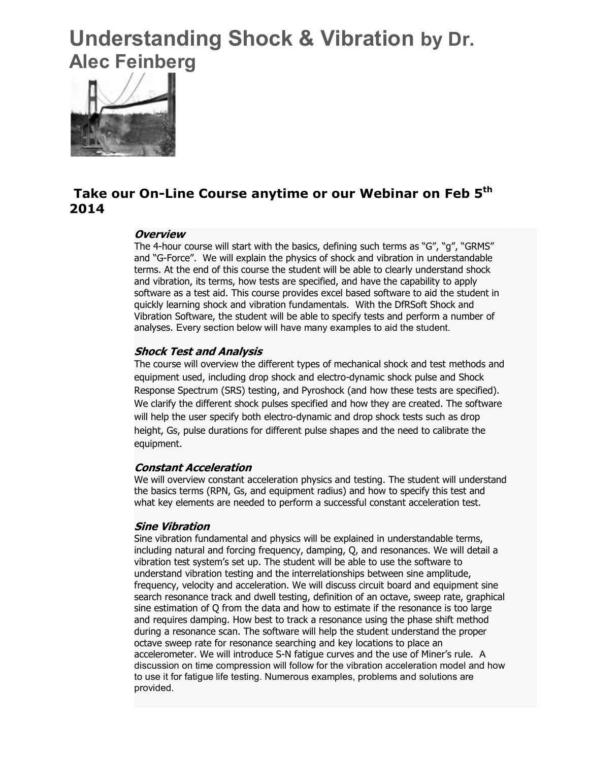# Understanding Shock & Vibration by Dr. Alec Feinberg

## Take our On-Line Course anytime or our Webinar on Feb 5th 2014

### *Overview*

The 4-hour course will start with the basics, defining such terms as "G", "g", "GRMS" and "G-Force". We will explain the physics of shock and vibration in understandable terms. At the end of this course the student will be able to clearly understand shock and vibration, its terms, how tests are specified, and have the capability to apply software as a test aid. This course provides excel based software to aid the student in quickly learning shock and vibration fundamentals. With the DfRSoft Shock and Vibration Software, the student will be able to specify tests and perform a number of analyses. Every section below will have many examples to aid the student.

### *Shock Test and Analysis*

The course will overview the different types of mechanical shock and test methods and equipment used, including drop shock and electro-dynamic shock pulse and Shock Response Spectrum (SRS) testing, and Pyroshock (and how these tests are specified). We clarify the different shock pulses specified and how they are created. The software will help the user specify both electro-dynamic and drop shock tests such as drop height, Gs, pulse durations for different pulse shapes and the need to calibrate the equipment.

### *Constant Acceleration*

We will overview constant acceleration physics and testing. The student will understand the basics terms (RPN, Gs, and equipment radius) and how to specify this test and what key elements are needed to perform a successful constant acceleration test.

### *Sine Vibration*

Sine vibration fundamental and physics will be explained in understandable terms, including natural and forcing frequency, damping, Q, and resonances. We will detail a vibration test system's set up. The student will be able to use the software to understand vibration testing and the interrelationships between sine amplitude, frequency, velocity and acceleration. We will discuss circuit board and equipment sine search resonance track and dwell testing, definition of an octave, sweep rate, graphical sine estimation of Q from the data and how to estimate if the resonance is too large and requires damping. How best to track a resonance using the phase shift method during a resonance scan. The software will help the student understand the proper octave sweep rate for resonance searching and key locations to place an accelerometer. We will introduce S-N fatigue curves and the use of Miner's rule. A discussion on time compression will follow for the vibration acceleration model and how to use it for fatigue life testing. Numerous examples, problems and solutions are provided.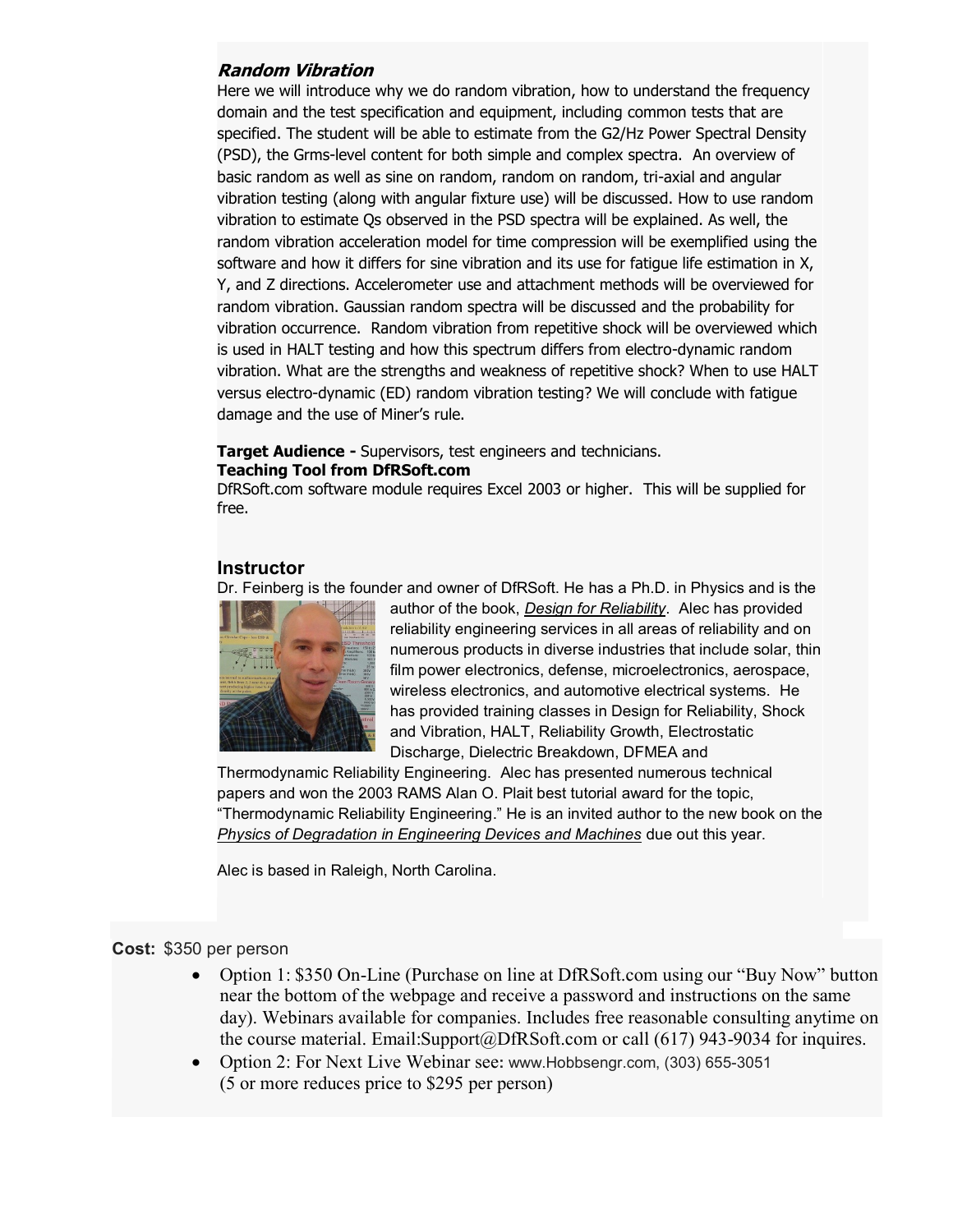### ***Random Vibration***

Here we will introduce why we do random vibration, how to understand the frequency domain and the test specification and equipment, including common tests that are specified. The student will be able to estimate from the G2/Hz Power Spectral Density (PSD), the Grms-level content for both simple and complex spectra. An overview of basic random as well as sine on random, random on random, tri-axial and angular vibration testing (along with angular fixture use) will be discussed. How to use random vibration to estimate Qs observed in the PSD spectra will be explained. As well, the random vibration acceleration model for time compression will be exemplified using the software and how it differs for sine vibration and its use for fatigue life estimation in X, Y, and Z directions. Accelerometer use and attachment methods will be overviewed for random vibration. Gaussian random spectra will be discussed and the probability for vibration occurrence. Random vibration from repetitive shock will be overviewed which is used in HALT testing and how this spectrum differs from electro-dynamic random vibration. What are the strengths and weakness of repetitive shock? When to use HALT versus electro-dynamic (ED) random vibration testing? We will conclude with fatigue damage and the use of Miner's rule.

**Target Audience -** Supervisors, test engineers and technicians.
**Teaching Tool from DfRSoft.com**
DfRSoft.com software module requires Excel 2003 or higher. This will be supplied for free.

## Instructor

Dr. Feinberg is the founder and owner of DfRSoft. He has a Ph.D. in Physics and is the author of the book, *Design for Reliability*. Alec has provided reliability engineering services in all areas of reliability and on numerous products in diverse industries that include solar, thin film power electronics, defense, microelectronics, aerospace, wireless electronics, and automotive electrical systems. He has provided training classes in Design for Reliability, Shock and Vibration, HALT, Reliability Growth, Electrostatic Discharge, Dielectric Breakdown, DFMEA and Thermodynamic Reliability Engineering. Alec has presented numerous technical papers and won the 2003 RAMS Alan O. Plait best tutorial award for the topic, "Thermodynamic Reliability Engineering." He is an invited author to the new book on the *Physics of Degradation in Engineering Devices and Machines* due out this year.

Alec is based in Raleigh, North Carolina.

**Cost:** $350 per person

- Option 1: $350 On-Line (Purchase on line at DfRSoft.com using our "Buy Now" button near the bottom of the webpage and receive a password and instructions on the same day). Webinars available for companies. Includes free reasonable consulting anytime on the course material. Email:Support@DfRSoft.com or call (617) 943-9034 for inquires.
- Option 2: For Next Live Webinar see: www.Hobbsengr.com, (303) 655-3051
  (5 or more reduces price to $295 per person)